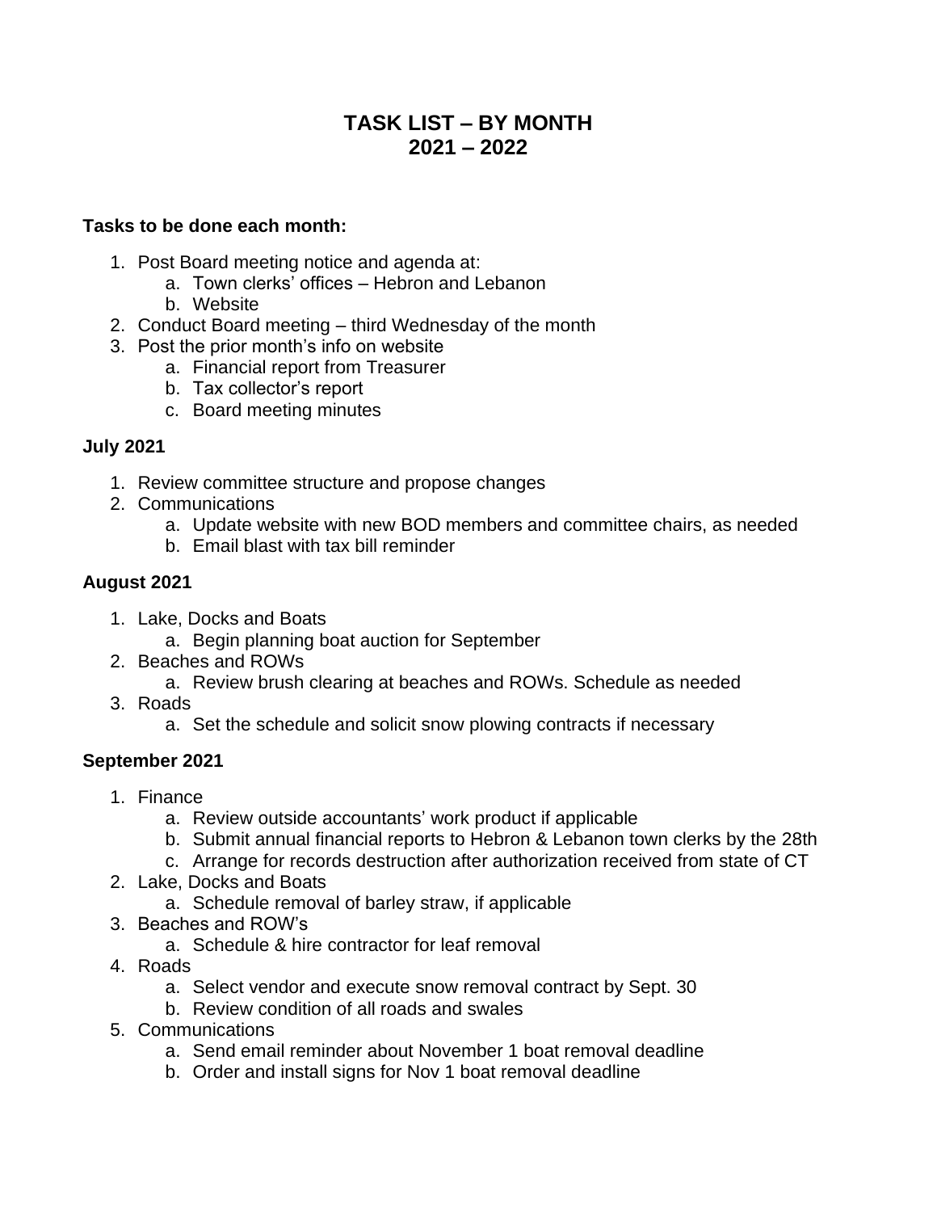# TASK LIST – BY MONTH
# 2021 – 2022

**Tasks to be done each month:**

1. Post Board meeting notice and agenda at:
    a. Town clerks' offices – Hebron and Lebanon
    b. Website
2. Conduct Board meeting – third Wednesday of the month
3. Post the prior month's info on website
    a. Financial report from Treasurer
    b. Tax collector's report
    c. Board meeting minutes

**July 2021**

1. Review committee structure and propose changes
2. Communications
    a. Update website with new BOD members and committee chairs, as needed
    b. Email blast with tax bill reminder

**August 2021**

1. Lake, Docks and Boats
    a. Begin planning boat auction for September
2. Beaches and ROWs
    a. Review brush clearing at beaches and ROWs. Schedule as needed
3. Roads
    a. Set the schedule and solicit snow plowing contracts if necessary

**September 2021**

1. Finance
    a. Review outside accountants' work product if applicable
    b. Submit annual financial reports to Hebron & Lebanon town clerks by the 28th
    c. Arrange for records destruction after authorization received from state of CT
2. Lake, Docks and Boats
    a. Schedule removal of barley straw, if applicable
3. Beaches and ROW's
    a. Schedule & hire contractor for leaf removal
4. Roads
    a. Select vendor and execute snow removal contract by Sept. 30
    b. Review condition of all roads and swales
5. Communications
    a. Send email reminder about November 1 boat removal deadline
    b. Order and install signs for Nov 1 boat removal deadline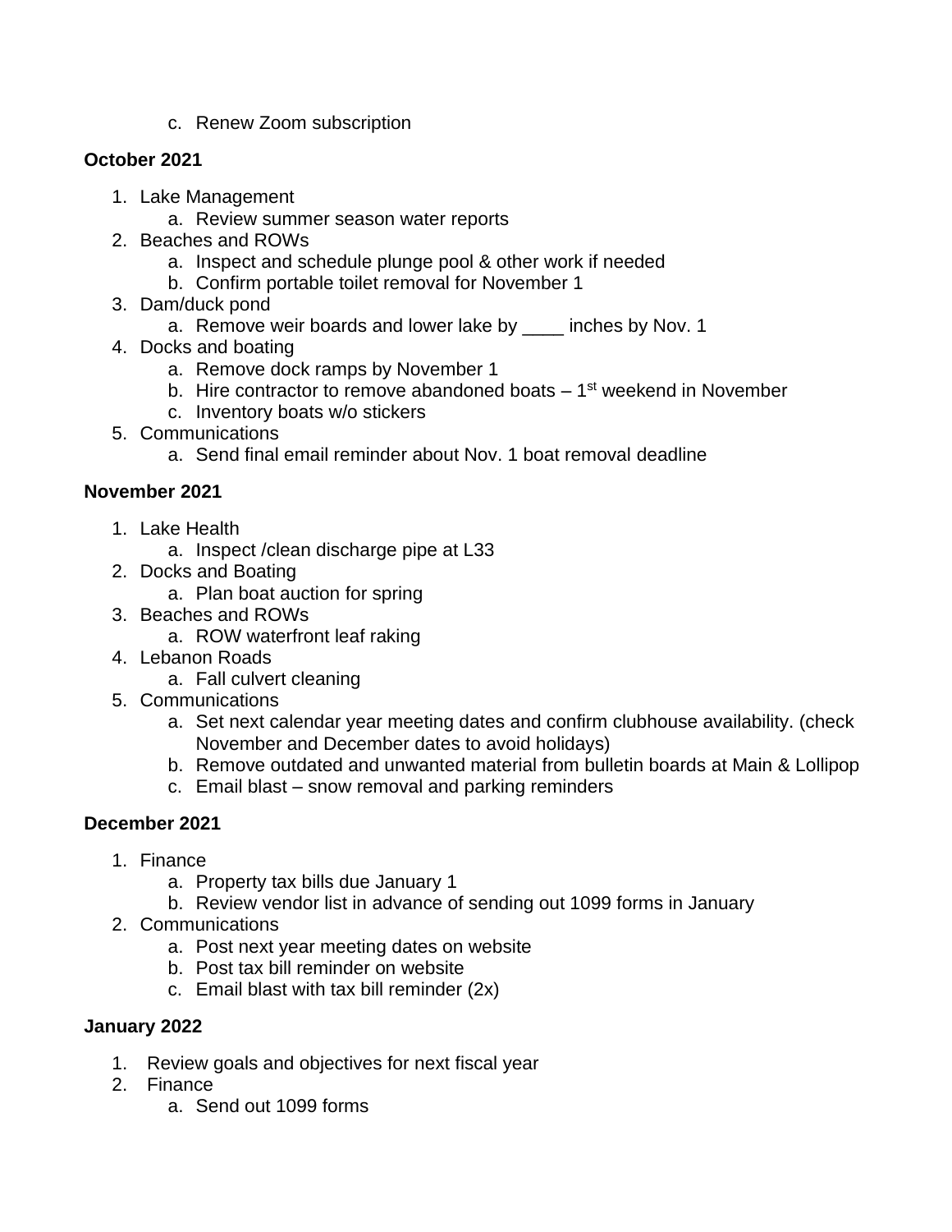c. Renew Zoom subscription

**October 2021**

1. Lake Management
   a. Review summer season water reports
2. Beaches and ROWs
   a. Inspect and schedule plunge pool & other work if needed
   b. Confirm portable toilet removal for November 1
3. Dam/duck pond
   a. Remove weir boards and lower lake by ____ inches by Nov. 1
4. Docks and boating
   a. Remove dock ramps by November 1
   b. Hire contractor to remove abandoned boats – 1st weekend in November
   c. Inventory boats w/o stickers
5. Communications
   a. Send final email reminder about Nov. 1 boat removal deadline

**November 2021**

1. Lake Health
   a. Inspect /clean discharge pipe at L33
2. Docks and Boating
   a. Plan boat auction for spring
3. Beaches and ROWs
   a. ROW waterfront leaf raking
4. Lebanon Roads
   a. Fall culvert cleaning
5. Communications
   a. Set next calendar year meeting dates and confirm clubhouse availability. (check November and December dates to avoid holidays)
   b. Remove outdated and unwanted material from bulletin boards at Main & Lollipop
   c. Email blast – snow removal and parking reminders

**December 2021**

1. Finance
   a. Property tax bills due January 1
   b. Review vendor list in advance of sending out 1099 forms in January
2. Communications
   a. Post next year meeting dates on website
   b. Post tax bill reminder on website
   c. Email blast with tax bill reminder (2x)

**January 2022**

1. Review goals and objectives for next fiscal year
2. Finance
   a. Send out 1099 forms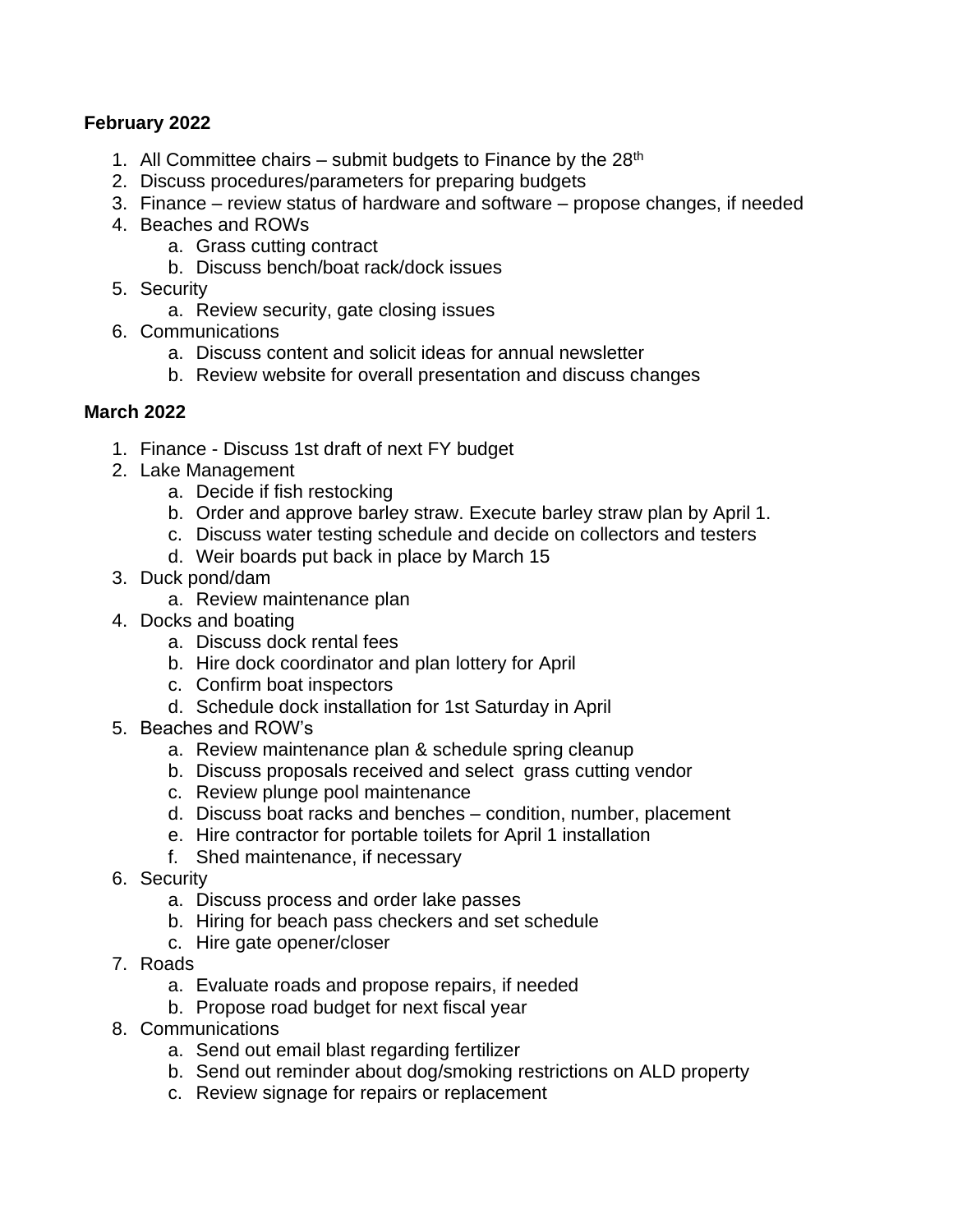**February 2022**

1. All Committee chairs – submit budgets to Finance by the 28th
2. Discuss procedures/parameters for preparing budgets
3. Finance – review status of hardware and software – propose changes, if needed
4. Beaches and ROWs
   a. Grass cutting contract
   b. Discuss bench/boat rack/dock issues
5. Security
   a. Review security, gate closing issues
6. Communications
   a. Discuss content and solicit ideas for annual newsletter
   b. Review website for overall presentation and discuss changes

**March 2022**

1. Finance - Discuss 1st draft of next FY budget
2. Lake Management
   a. Decide if fish restocking
   b. Order and approve barley straw. Execute barley straw plan by April 1.
   c. Discuss water testing schedule and decide on collectors and testers
   d. Weir boards put back in place by March 15
3. Duck pond/dam
   a. Review maintenance plan
4. Docks and boating
   a. Discuss dock rental fees
   b. Hire dock coordinator and plan lottery for April
   c. Confirm boat inspectors
   d. Schedule dock installation for 1st Saturday in April
5. Beaches and ROW's
   a. Review maintenance plan & schedule spring cleanup
   b. Discuss proposals received and select grass cutting vendor
   c. Review plunge pool maintenance
   d. Discuss boat racks and benches – condition, number, placement
   e. Hire contractor for portable toilets for April 1 installation
   f. Shed maintenance, if necessary
6. Security
   a. Discuss process and order lake passes
   b. Hiring for beach pass checkers and set schedule
   c. Hire gate opener/closer
7. Roads
   a. Evaluate roads and propose repairs, if needed
   b. Propose road budget for next fiscal year
8. Communications
   a. Send out email blast regarding fertilizer
   b. Send out reminder about dog/smoking restrictions on ALD property
   c. Review signage for repairs or replacement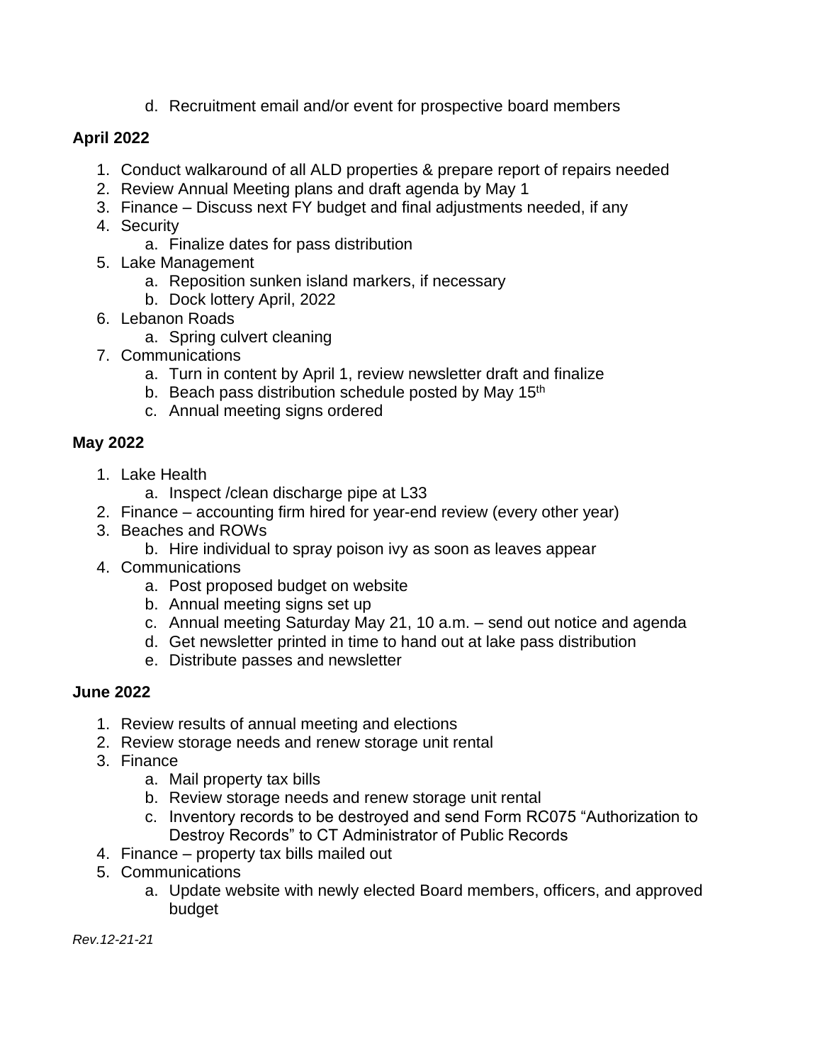d. Recruitment email and/or event for prospective board members

**April 2022**

1. Conduct walkaround of all ALD properties & prepare report of repairs needed
2. Review Annual Meeting plans and draft agenda by May 1
3. Finance – Discuss next FY budget and final adjustments needed, if any
4. Security
   a. Finalize dates for pass distribution
5. Lake Management
   a. Reposition sunken island markers, if necessary
   b. Dock lottery April, 2022
6. Lebanon Roads
   a. Spring culvert cleaning
7. Communications
   a. Turn in content by April 1, review newsletter draft and finalize
   b. Beach pass distribution schedule posted by May 15th
   c. Annual meeting signs ordered

**May 2022**

1. Lake Health
   a. Inspect /clean discharge pipe at L33
2. Finance – accounting firm hired for year-end review (every other year)
3. Beaches and ROWs
   b. Hire individual to spray poison ivy as soon as leaves appear
4. Communications
   a. Post proposed budget on website
   b. Annual meeting signs set up
   c. Annual meeting Saturday May 21, 10 a.m. – send out notice and agenda
   d. Get newsletter printed in time to hand out at lake pass distribution
   e. Distribute passes and newsletter

**June 2022**

1. Review results of annual meeting and elections
2. Review storage needs and renew storage unit rental
3. Finance
   a. Mail property tax bills
   b. Review storage needs and renew storage unit rental
   c. Inventory records to be destroyed and send Form RC075 "Authorization to Destroy Records" to CT Administrator of Public Records
4. Finance – property tax bills mailed out
5. Communications
   a. Update website with newly elected Board members, officers, and approved budget

*Rev.12-21-21*